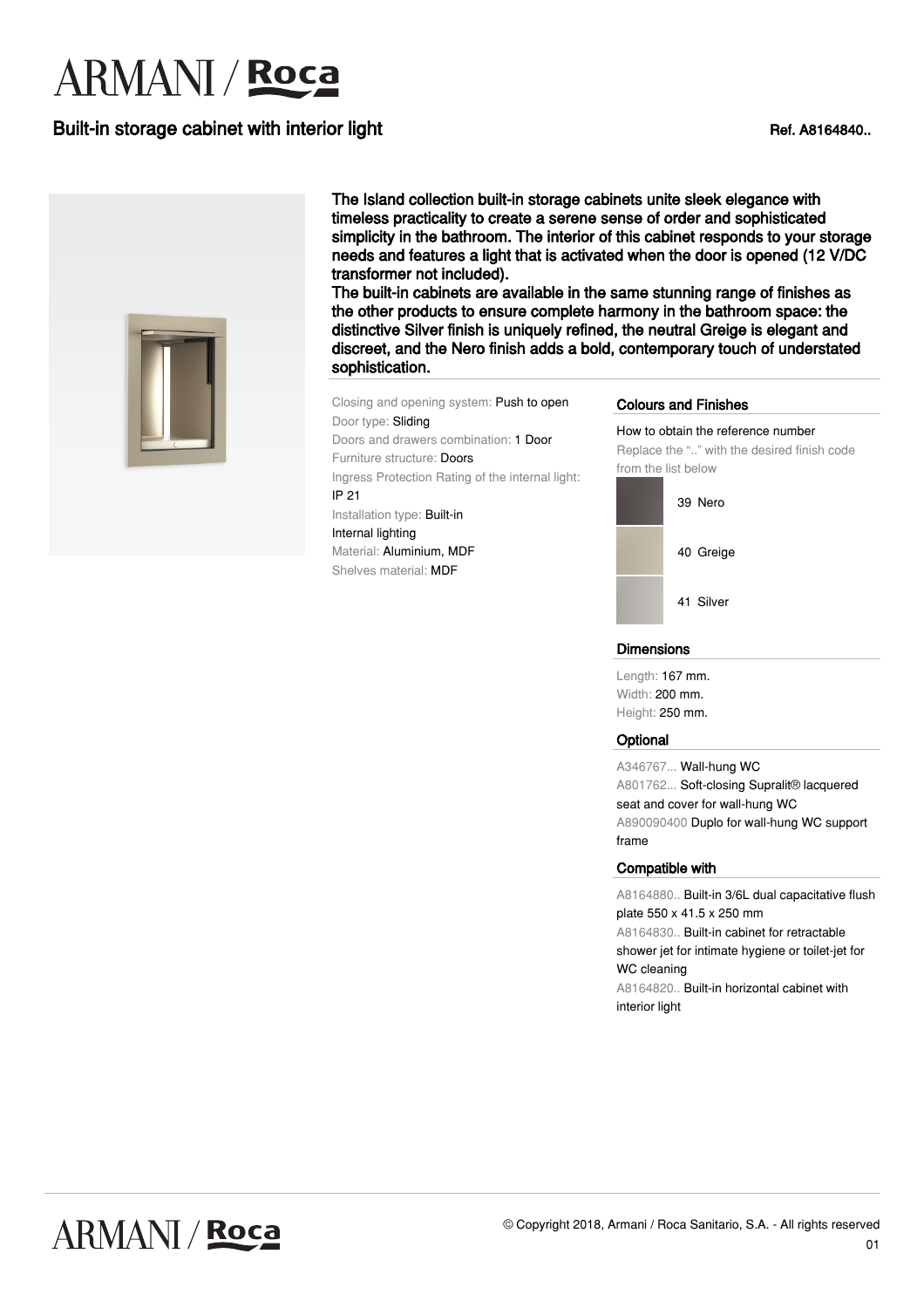# ARMANI / Roca

## Built-in storage cabinet with interior light

Ref. A8164840..

**The Island collection built-in storage cabinets unite sleek elegance with timeless practicality to create a serene sense of order and sophisticated simplicity in the bathroom. The interior of this cabinet responds to your storage needs and features a light that is activated when the door is opened (12 V/DC transformer not included).**
**The built-in cabinets are available in the same stunning range of finishes as the other products to ensure complete harmony in the bathroom space: the distinctive Silver finish is uniquely refined, the neutral Greige is elegant and discreet, and the Nero finish adds a bold, contemporary touch of understated sophistication.**

Closing and opening system: Push to open
Door type: Sliding
Doors and drawers combination: 1 Door
Furniture structure: Doors
Ingress Protection Rating of the internal light: IP 21
Installation type: Built-in
Internal lighting
Material: Aluminium, MDF
Shelves material: MDF

### Colours and Finishes

How to obtain the reference number
Replace the ".." with the desired finish code from the list below

- 39 Nero
- 40 Greige
- 41 Silver

### Dimensions

Length: 167 mm.
Width: 200 mm.
Height: 250 mm.

### Optional

A346767... Wall-hung WC
A801762... Soft-closing Supralit® lacquered seat and cover for wall-hung WC
A890090400 Duplo for wall-hung WC support frame

### Compatible with

A8164880.. Built-in 3/6L dual capacitative flush plate 550 x 41.5 x 250 mm
A8164830.. Built-in cabinet for retractable shower jet for intimate hygiene or toilet-jet for WC cleaning
A8164820.. Built-in horizontal cabinet with interior light

© Copyright 2018, Armani / Roca Sanitario, S.A. - All rights reserved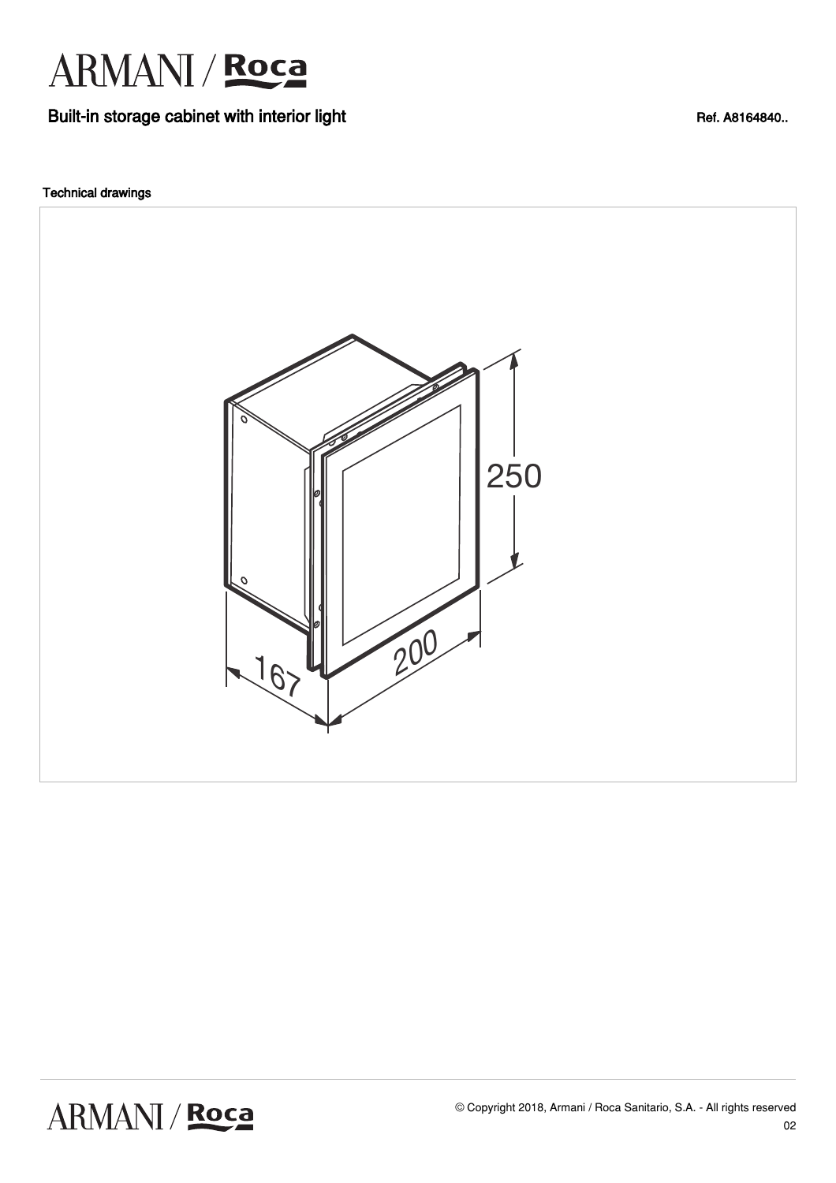# ARMANI / Roca

## Built-in storage cabinet with interior light

Ref. A8164840..

### Technical drawings

250

200

167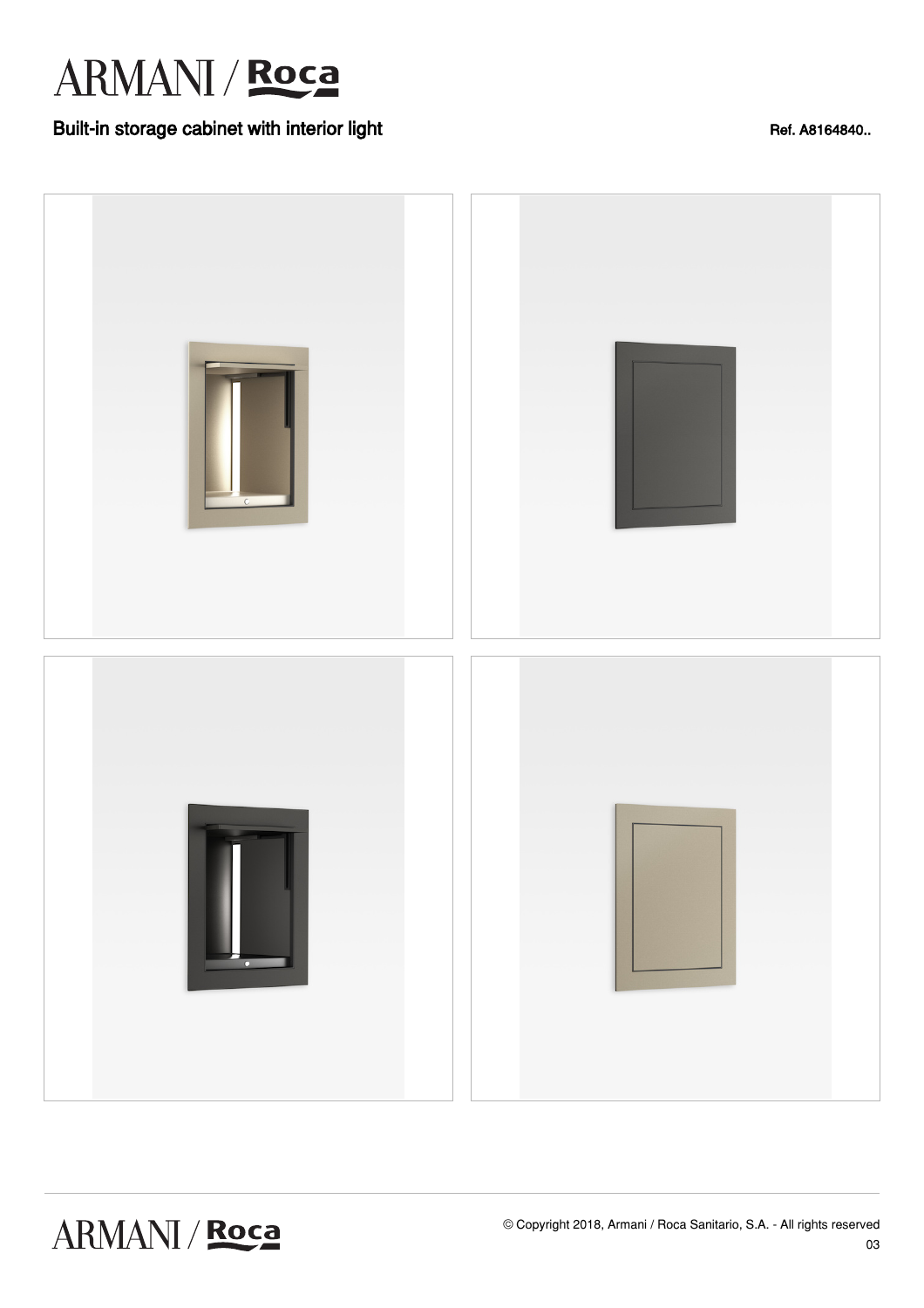# Built-in storage cabinet with interior light

Ref. A8164840..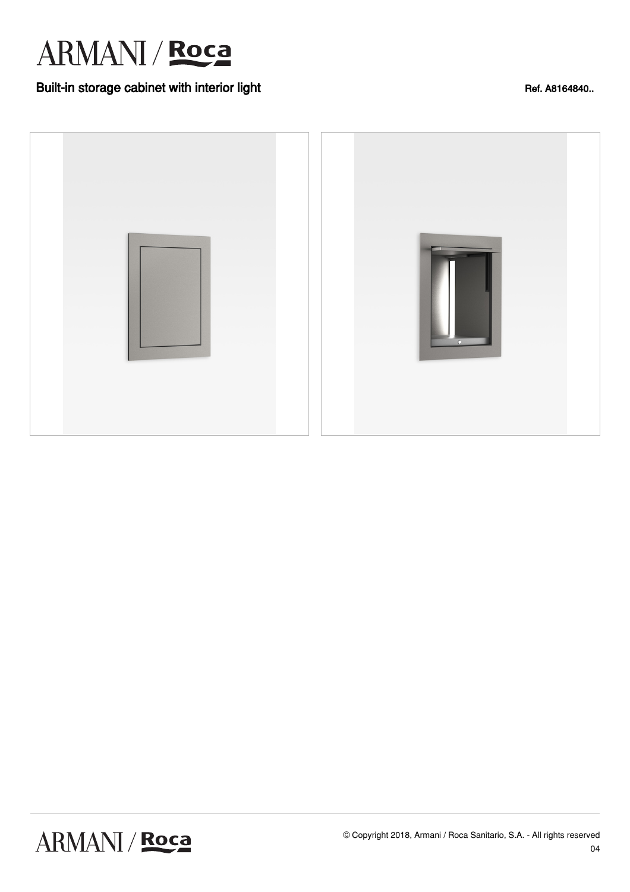# ARMANI / Roca

## Built-in storage cabinet with interior light

Ref. A8164840..

© Copyright 2018, Armani / Roca Sanitario, S.A. - All rights reserved